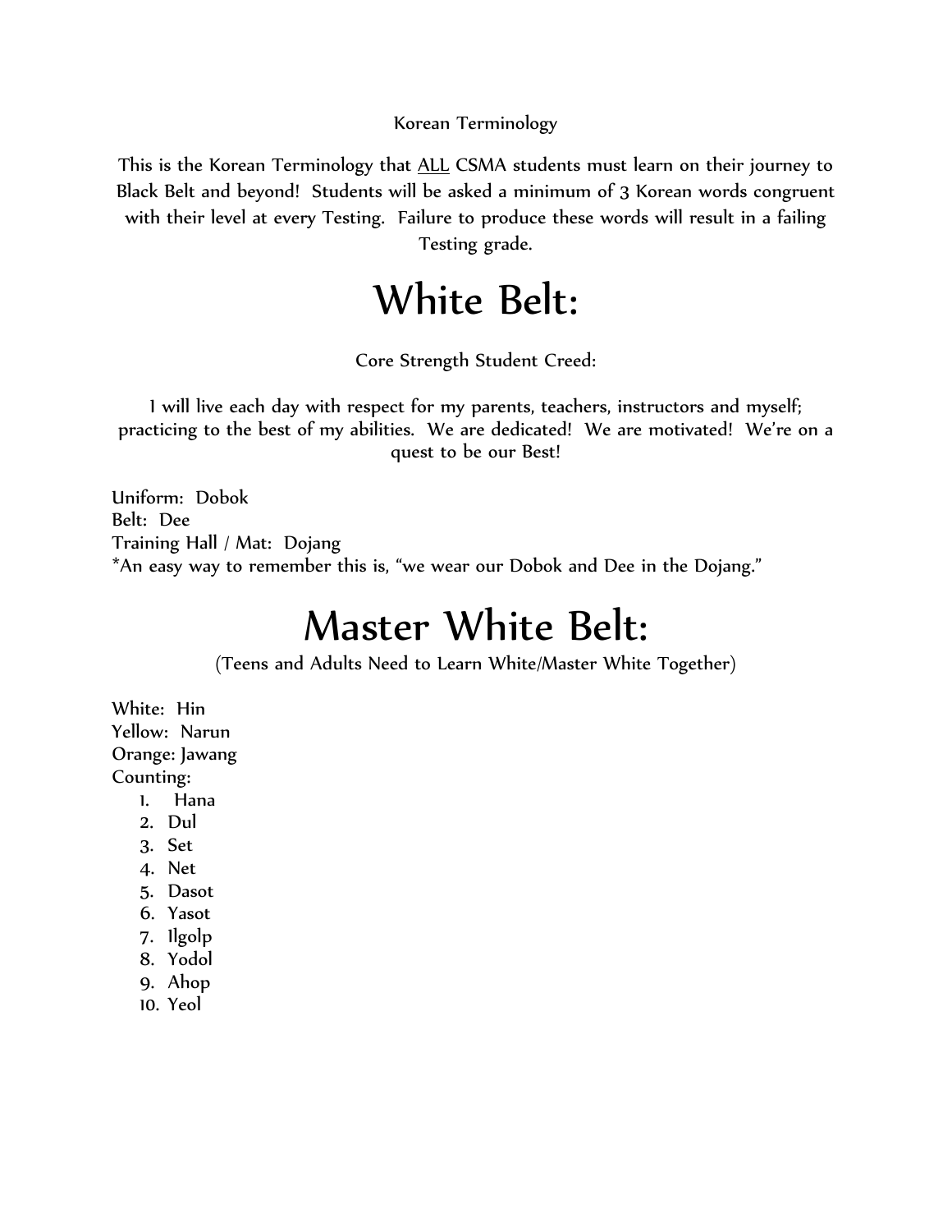Korean Terminology

This is the Korean Terminology that <u>ALL</u> CSMA students must learn on their journey to Black Belt and beyond! Students will be asked a minimum of 3 Korean words congruent with their level at every Testing. Failure to produce these words will result in a failing Testing grade.

# White Belt:

Core Strength Student Creed:

I will live each day with respect for my parents, teachers, instructors and myself; practicing to the best of my abilities. We are dedicated! We are motivated! We're on a quest to be our Best!

Uniform: Dobok
Belt: Dee
Training Hall / Mat: Dojang
*An easy way to remember this is, "we wear our Dobok and Dee in the Dojang."

# Master White Belt:

(Teens and Adults Need to Learn White/Master White Together)

White: Hin
Yellow: Narun
Orange: Jawang
Counting:

1. Hana
2. Dul
3. Set
4. Net
5. Dasot
6. Yasot
7. Ilgolp
8. Yodol
9. Ahop
10. Yeol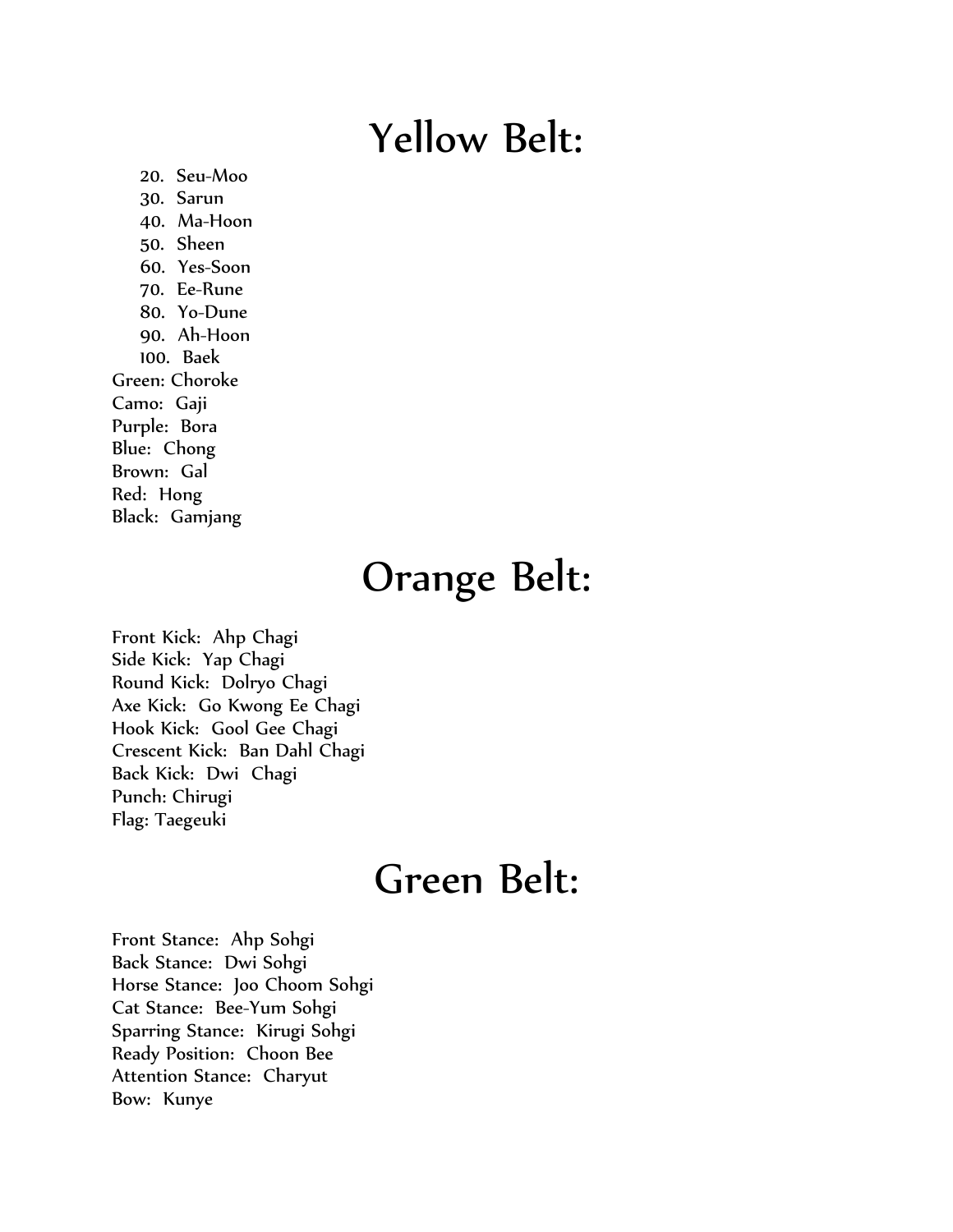# Yellow Belt:

20. Seu-Moo
30. Sarun
40. Ma-Hoon
50. Sheen
60. Yes-Soon
70. Ee-Rune
80. Yo-Dune
90. Ah-Hoon
100. Baek

Green: Choroke
Camo: Gaji
Purple: Bora
Blue: Chong
Brown: Gal
Red: Hong
Black: Gamjang

# Orange Belt:

Front Kick: Ahp Chagi
Side Kick: Yap Chagi
Round Kick: Dolryo Chagi
Axe Kick: Go Kwong Ee Chagi
Hook Kick: Gool Gee Chagi
Crescent Kick: Ban Dahl Chagi
Back Kick: Dwi Chagi
Punch: Chirugi
Flag: Taegeuki

# Green Belt:

Front Stance: Ahp Sohgi
Back Stance: Dwi Sohgi
Horse Stance: Joo Choom Sohgi
Cat Stance: Bee-Yum Sohgi
Sparring Stance: Kirugi Sohgi
Ready Position: Choon Bee
Attention Stance: Charyut
Bow: Kunye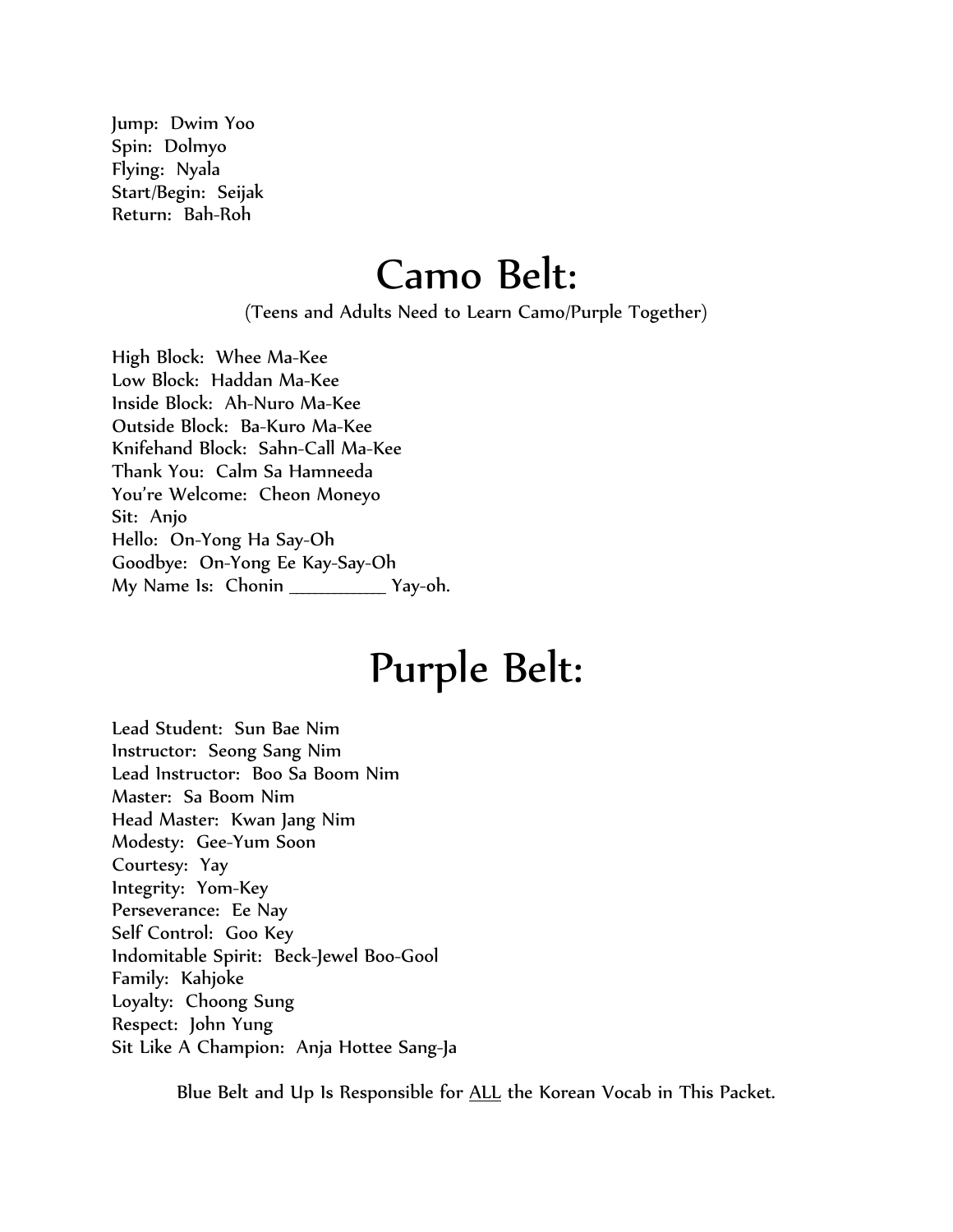Jump: Dwim Yoo
Spin: Dolmyo
Flying: Nyala
Start/Begin: Seijak
Return: Bah-Roh

# Camo Belt:

(Teens and Adults Need to Learn Camo/Purple Together)

High Block: Whee Ma-Kee
Low Block: Haddan Ma-Kee
Inside Block: Ah-Nuro Ma-Kee
Outside Block: Ba-Kuro Ma-Kee
Knifehand Block: Sahn-Call Ma-Kee
Thank You: Calm Sa Hamneeda
You're Welcome: Cheon Moneyo
Sit: Anjo
Hello: On-Yong Ha Say-Oh
Goodbye: On-Yong Ee Kay-Say-Oh
My Name Is: Chonin __________ Yay-oh.

# Purple Belt:

Lead Student: Sun Bae Nim
Instructor: Seong Sang Nim
Lead Instructor: Boo Sa Boom Nim
Master: Sa Boom Nim
Head Master: Kwan Jang Nim
Modesty: Gee-Yum Soon
Courtesy: Yay
Integrity: Yom-Key
Perseverance: Ee Nay
Self Control: Goo Key
Indomitable Spirit: Beck-Jewel Boo-Gool
Family: Kahjoke
Loyalty: Choong Sung
Respect: John Yung
Sit Like A Champion: Anja Hottee Sang-Ja

Blue Belt and Up Is Responsible for <u>ALL</u> the Korean Vocab in This Packet.